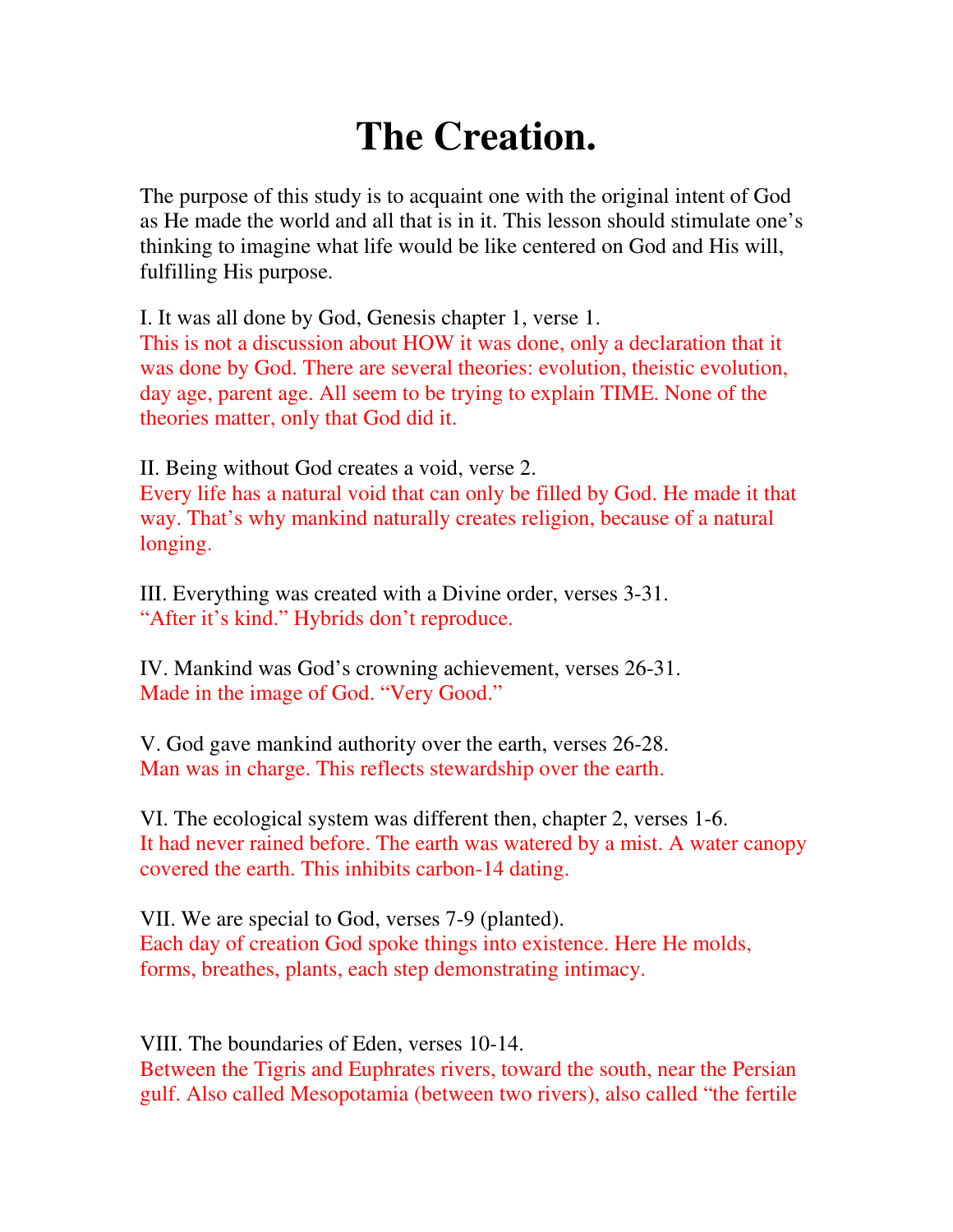# The Creation.

The purpose of this study is to acquaint one with the original intent of God as He made the world and all that is in it. This lesson should stimulate one's thinking to imagine what life would be like centered on God and His will, fulfilling His purpose.

I. It was all done by God, Genesis chapter 1, verse 1.
This is not a discussion about HOW it was done, only a declaration that it was done by God. There are several theories: evolution, theistic evolution, day age, parent age. All seem to be trying to explain TIME. None of the theories matter, only that God did it.

II. Being without God creates a void, verse 2.
Every life has a natural void that can only be filled by God. He made it that way. That's why mankind naturally creates religion, because of a natural longing.

III. Everything was created with a Divine order, verses 3-31.
"After it's kind." Hybrids don't reproduce.

IV. Mankind was God's crowning achievement, verses 26-31.
Made in the image of God. "Very Good."

V. God gave mankind authority over the earth, verses 26-28.
Man was in charge. This reflects stewardship over the earth.

VI. The ecological system was different then, chapter 2, verses 1-6.
It had never rained before. The earth was watered by a mist. A water canopy covered the earth. This inhibits carbon-14 dating.

VII. We are special to God, verses 7-9 (planted).
Each day of creation God spoke things into existence. Here He molds, forms, breathes, plants, each step demonstrating intimacy.

VIII. The boundaries of Eden, verses 10-14.
Between the Tigris and Euphrates rivers, toward the south, near the Persian gulf. Also called Mesopotamia (between two rivers), also called "the fertile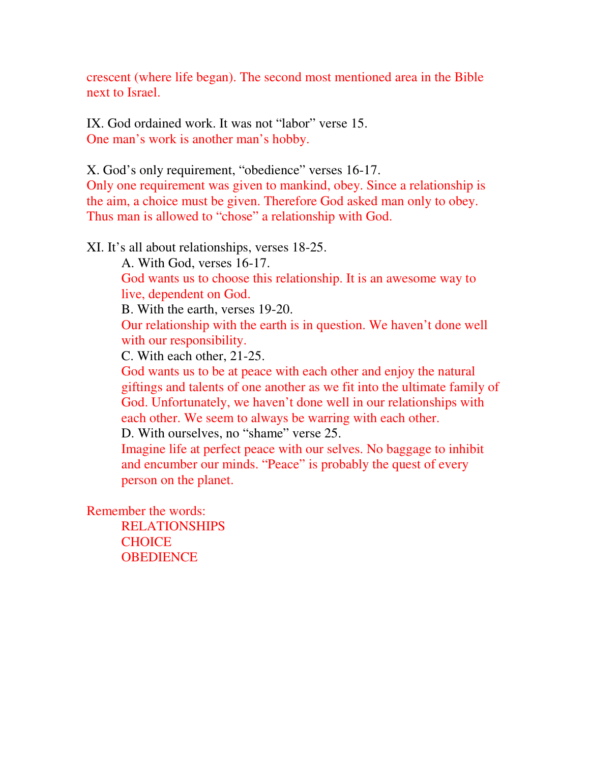crescent (where life began). The second most mentioned area in the Bible next to Israel.

IX. God ordained work. It was not "labor" verse 15.
One man's work is another man's hobby.

X. God's only requirement, "obedience" verses 16-17.
Only one requirement was given to mankind, obey. Since a relationship is the aim, a choice must be given. Therefore God asked man only to obey. Thus man is allowed to "chose" a relationship with God.

XI. It's all about relationships, verses 18-25.

A. With God, verses 16-17.
God wants us to choose this relationship. It is an awesome way to live, dependent on God.

B. With the earth, verses 19-20.
Our relationship with the earth is in question. We haven't done well with our responsibility.

C. With each other, 21-25.
God wants us to be at peace with each other and enjoy the natural giftings and talents of one another as we fit into the ultimate family of God. Unfortunately, we haven't done well in our relationships with each other. We seem to always be warring with each other.

D. With ourselves, no "shame" verse 25.
Imagine life at perfect peace with our selves. No baggage to inhibit and encumber our minds. "Peace" is probably the quest of every person on the planet.

Remember the words:

RELATIONSHIPS
CHOICE
OBEDIENCE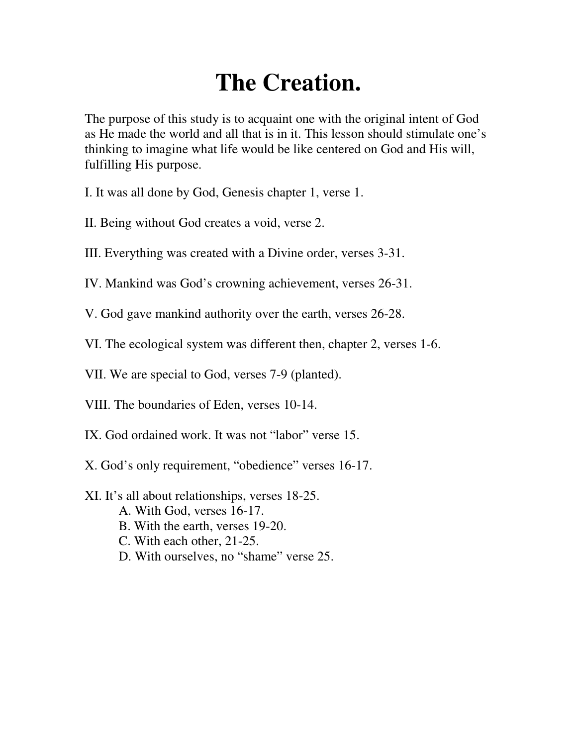# The Creation.

The purpose of this study is to acquaint one with the original intent of God as He made the world and all that is in it. This lesson should stimulate one's thinking to imagine what life would be like centered on God and His will, fulfilling His purpose.

I. It was all done by God, Genesis chapter 1, verse 1.

II. Being without God creates a void, verse 2.

III. Everything was created with a Divine order, verses 3-31.

IV. Mankind was God's crowning achievement, verses 26-31.

V. God gave mankind authority over the earth, verses 26-28.

VI. The ecological system was different then, chapter 2, verses 1-6.

VII. We are special to God, verses 7-9 (planted).

VIII. The boundaries of Eden, verses 10-14.

IX. God ordained work. It was not "labor" verse 15.

X. God's only requirement, "obedience" verses 16-17.

XI. It's all about relationships, verses 18-25.
   - A. With God, verses 16-17.
   - B. With the earth, verses 19-20.
   - C. With each other, 21-25.
   - D. With ourselves, no "shame" verse 25.